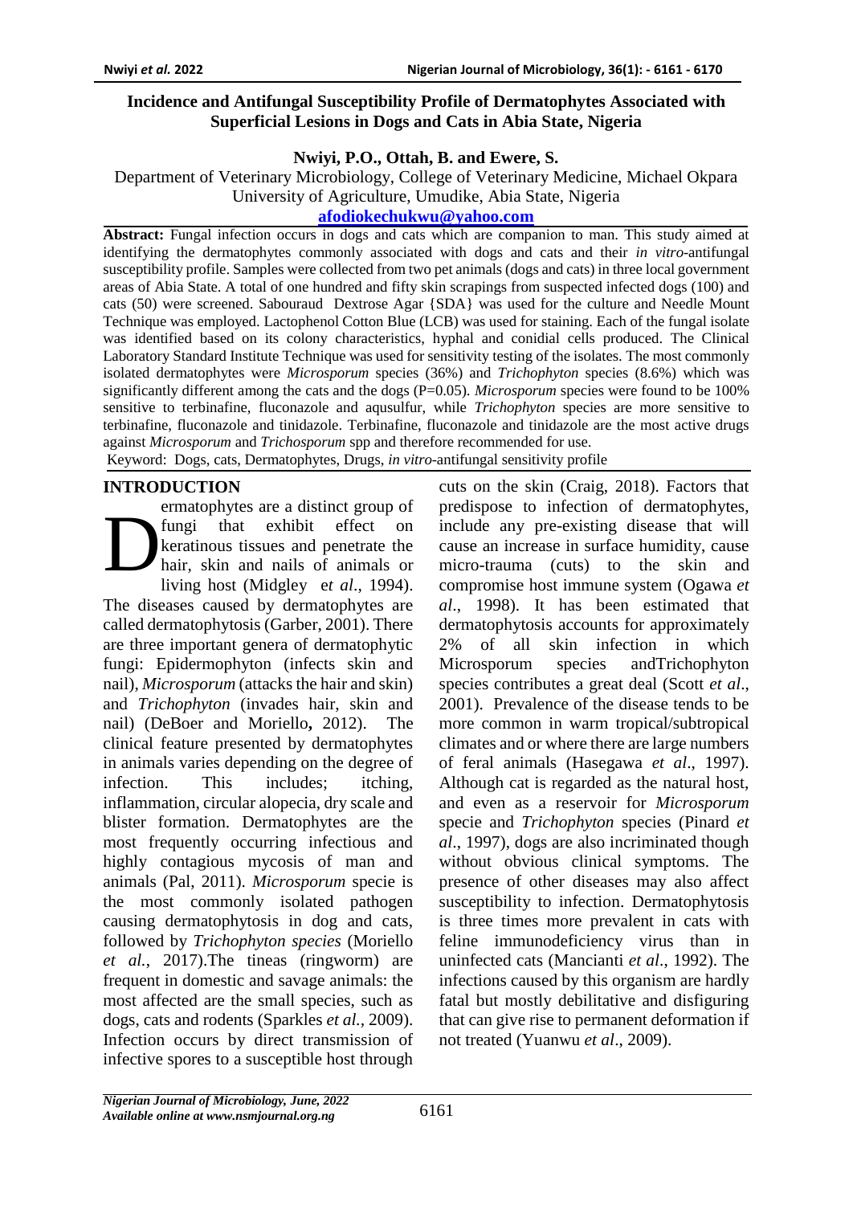# Incidence and Antifungal Susceptibility Profile of Dermatophytes Associated with Superficial Lesions in Dogs and Cats in Abia State, Nigeria

**Nwiyi, P.O., Ottah, B. and Ewere, S.**

Department of Veterinary Microbiology, College of Veterinary Medicine, Michael Okpara University of Agriculture, Umudike, Abia State, Nigeria

afodiokechukwu@yahoo.com

**Abstract:** Fungal infection occurs in dogs and cats which are companion to man. This study aimed at identifying the dermatophytes commonly associated with dogs and cats and their *in vitro*-antifungal susceptibility profile. Samples were collected from two pet animals (dogs and cats) in three local government areas of Abia State. A total of one hundred and fifty skin scrapings from suspected infected dogs (100) and cats (50) were screened. Sabouraud Dextrose Agar {SDA} was used for the culture and Needle Mount Technique was employed. Lactophenol Cotton Blue (LCB) was used for staining. Each of the fungal isolate was identified based on its colony characteristics, hyphal and conidial cells produced. The Clinical Laboratory Standard Institute Technique was used for sensitivity testing of the isolates. The most commonly isolated dermatophytes were *Microsporum* species (36%) and *Trichophyton* species (8.6%) which was significantly different among the cats and the dogs (P=0.05). *Microsporum* species were found to be 100% sensitive to terbinafine, fluconazole and aqusulfur, while *Trichophyton* species are more sensitive to terbinafine, fluconazole and tinidazole. Terbinafine, fluconazole and tinidazole are the most active drugs against *Microsporum* and *Trichosporum* spp and therefore recommended for use.

Keyword: Dogs, cats, Dermatophytes, Drugs, *in vitro*-antifungal sensitivity profile

## INTRODUCTION

Dermatophytes are a distinct group of fungi that exhibit effect on keratinous tissues and penetrate the hair, skin and nails of animals or living host (Midgley e*t al*., 1994). The diseases caused by dermatophytes are called dermatophytosis (Garber, 2001). There are three important genera of dermatophytic fungi: Epidermophyton (infects skin and nail), *Microsporum* (attacks the hair and skin) and *Trichophyton* (invades hair, skin and nail) (DeBoer and Moriello**,** 2012). The clinical feature presented by dermatophytes in animals varies depending on the degree of infection. This includes; itching, inflammation, circular alopecia, dry scale and blister formation. Dermatophytes are the most frequently occurring infectious and highly contagious mycosis of man and animals (Pal, 2011). *Microsporum* specie is the most commonly isolated pathogen causing dermatophytosis in dog and cats, followed by *Trichophyton species* (Moriello *et al.*, 2017).The tineas (ringworm) are frequent in domestic and savage animals: the most affected are the small species, such as dogs, cats and rodents (Sparkles *et al.*, 2009). Infection occurs by direct transmission of infective spores to a susceptible host through cuts on the skin (Craig, 2018). Factors that predispose to infection of dermatophytes, include any pre-existing disease that will cause an increase in surface humidity, cause micro-trauma (cuts) to the skin and compromise host immune system (Ogawa *et al*., 1998). It has been estimated that dermatophytosis accounts for approximately 2% of all skin infection in which Microsporum species andTrichophyton species contributes a great deal (Scott *et al*., 2001). Prevalence of the disease tends to be more common in warm tropical/subtropical climates and or where there are large numbers of feral animals (Hasegawa *et al*., 1997). Although cat is regarded as the natural host, and even as a reservoir for *Microsporum* specie and *Trichophyton* species (Pinard *et al*., 1997), dogs are also incriminated though without obvious clinical symptoms. The presence of other diseases may also affect susceptibility to infection. Dermatophytosis is three times more prevalent in cats with feline immunodeficiency virus than in uninfected cats (Mancianti *et al*., 1992). The infections caused by this organism are hardly fatal but mostly debilitative and disfiguring that can give rise to permanent deformation if not treated (Yuanwu *et al*., 2009).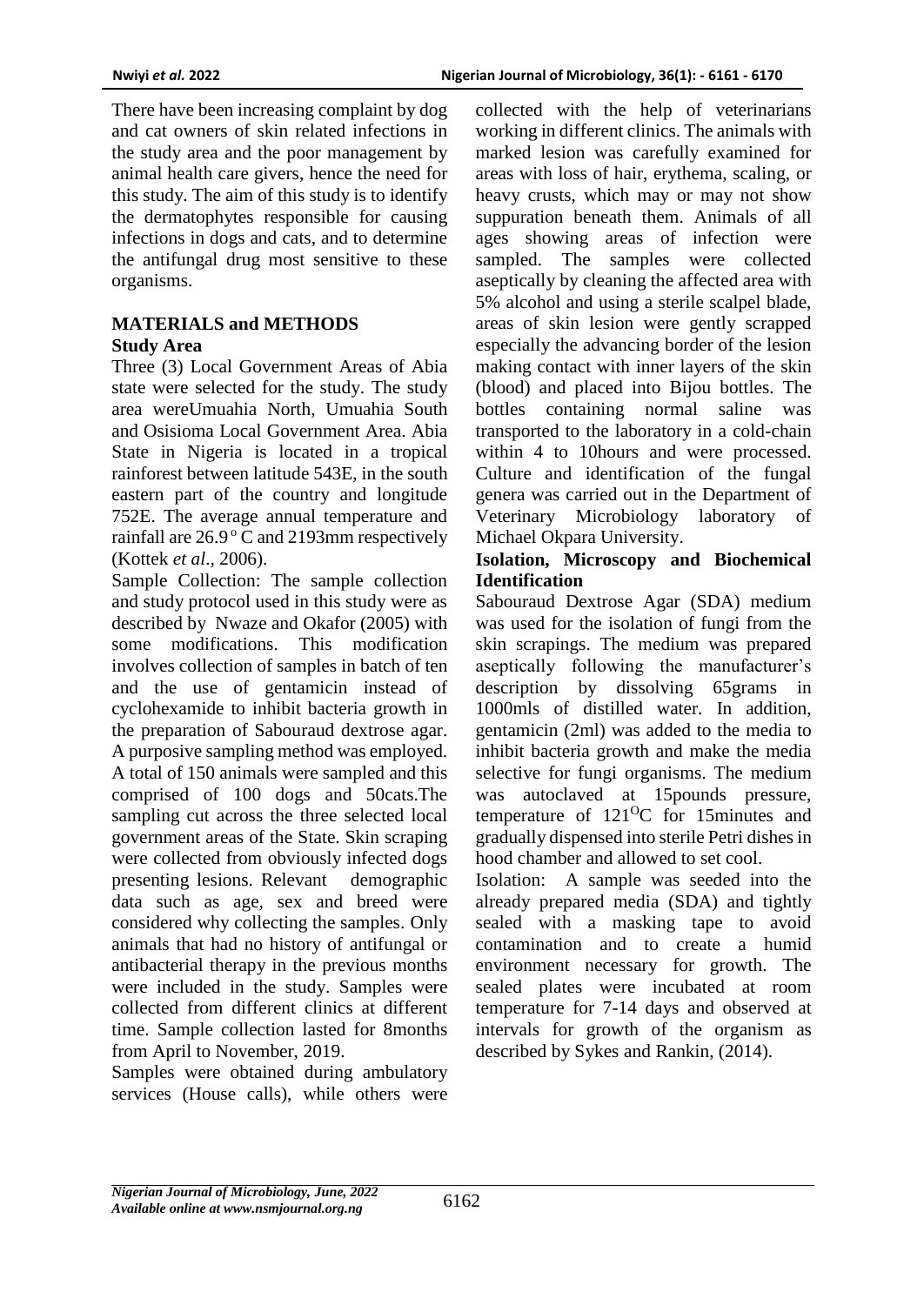There have been increasing complaint by dog and cat owners of skin related infections in the study area and the poor management by animal health care givers, hence the need for this study. The aim of this study is to identify the dermatophytes responsible for causing infections in dogs and cats, and to determine the antifungal drug most sensitive to these organisms.

## MATERIALS and METHODS

### Study Area

Three (3) Local Government Areas of Abia state were selected for the study. The study area wereUmuahia North, Umuahia South and Osisioma Local Government Area. Abia State in Nigeria is located in a tropical rainforest between latitude 543E, in the south eastern part of the country and longitude 752E. The average annual temperature and rainfall are 26.9 $^{o}$ C and 2193mm respectively (Kottek *et al*., 2006).

Sample Collection: The sample collection and study protocol used in this study were as described by Nwaze and Okafor (2005) with some modifications. This modification involves collection of samples in batch of ten and the use of gentamicin instead of cyclohexamide to inhibit bacteria growth in the preparation of Sabouraud dextrose agar. A purposive sampling method was employed. A total of 150 animals were sampled and this comprised of 100 dogs and 50cats.The sampling cut across the three selected local government areas of the State. Skin scraping were collected from obviously infected dogs presenting lesions. Relevant demographic data such as age, sex and breed were considered why collecting the samples. Only animals that had no history of antifungal or antibacterial therapy in the previous months were included in the study. Samples were collected from different clinics at different time. Sample collection lasted for 8months from April to November, 2019.

Samples were obtained during ambulatory services (House calls), while others were collected with the help of veterinarians working in different clinics. The animals with marked lesion was carefully examined for areas with loss of hair, erythema, scaling, or heavy crusts, which may or may not show suppuration beneath them. Animals of all ages showing areas of infection were sampled. The samples were collected aseptically by cleaning the affected area with 5% alcohol and using a sterile scalpel blade, areas of skin lesion were gently scrapped especially the advancing border of the lesion making contact with inner layers of the skin (blood) and placed into Bijou bottles. The bottles containing normal saline was transported to the laboratory in a cold-chain within 4 to 10hours and were processed. Culture and identification of the fungal genera was carried out in the Department of Veterinary Microbiology laboratory of Michael Okpara University.

### Isolation, Microscopy and Biochemical Identification

Sabouraud Dextrose Agar (SDA) medium was used for the isolation of fungi from the skin scrapings. The medium was prepared aseptically following the manufacturer's description by dissolving 65grams in 1000mls of distilled water. In addition, gentamicin (2ml) was added to the media to inhibit bacteria growth and make the media selective for fungi organisms. The medium was autoclaved at 15pounds pressure, temperature of 121$^{O}$C for 15minutes and gradually dispensed into sterile Petri dishes in hood chamber and allowed to set cool.

Isolation: A sample was seeded into the already prepared media (SDA) and tightly sealed with a masking tape to avoid contamination and to create a humid environment necessary for growth. The sealed plates were incubated at room temperature for 7-14 days and observed at intervals for growth of the organism as described by Sykes and Rankin, (2014).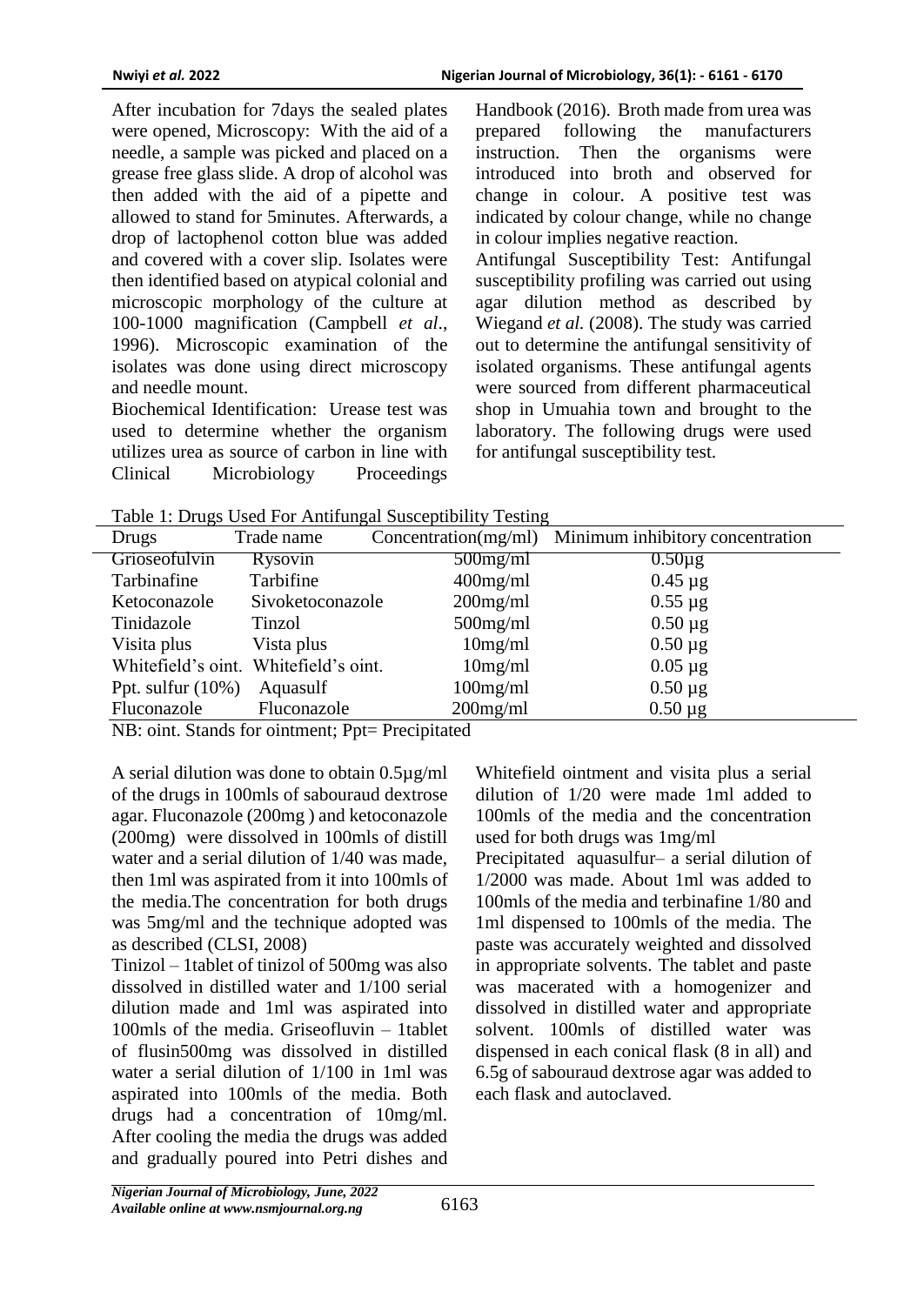After incubation for 7days the sealed plates were opened, Microscopy: With the aid of a needle, a sample was picked and placed on a grease free glass slide. A drop of alcohol was then added with the aid of a pipette and allowed to stand for 5minutes. Afterwards, a drop of lactophenol cotton blue was added and covered with a cover slip. Isolates were then identified based on atypical colonial and microscopic morphology of the culture at 100-1000 magnification (Campbell *et al*., 1996). Microscopic examination of the isolates was done using direct microscopy and needle mount.

Biochemical Identification: Urease test was used to determine whether the organism utilizes urea as source of carbon in line with Clinical Microbiology Proceedings Handbook (2016). Broth made from urea was prepared following the manufacturers instruction. Then the organisms were introduced into broth and observed for change in colour. A positive test was indicated by colour change, while no change in colour implies negative reaction.

Antifungal Susceptibility Test: Antifungal susceptibility profiling was carried out using agar dilution method as described by Wiegand *et al.* (2008). The study was carried out to determine the antifungal sensitivity of isolated organisms. These antifungal agents were sourced from different pharmaceutical shop in Umuahia town and brought to the laboratory. The following drugs were used for antifungal susceptibility test.

Table 1: Drugs Used For Antifungal Susceptibility Testing

| Drugs | Trade name | Concentration(mg/ml) | Minimum inhibitory concentration |
|---|---|---|---|
| Grioseofulvin | Rysovin | 500mg/ml | 0.50µg |
| Tarbinafine | Tarbifine | 400mg/ml | 0.45 µg |
| Ketoconazole | Sivoketoconazole | 200mg/ml | 0.55 µg |
| Tinidazole | Tinzol | 500mg/ml | 0.50 µg |
| Visita plus | Vista plus | 10mg/ml | 0.50 µg |
| Whitefield's oint. | Whitefield's oint. | 10mg/ml | 0.05 µg |
| Ppt. sulfur (10%) | Aquasulf | 100mg/ml | 0.50 µg |
| Fluconazole | Fluconazole | 200mg/ml | 0.50 µg |

NB: oint. Stands for ointment; Ppt= Precipitated

A serial dilution was done to obtain 0.5µg/ml of the drugs in 100mls of sabouraud dextrose agar. Fluconazole (200mg ) and ketoconazole (200mg) were dissolved in 100mls of distill water and a serial dilution of 1/40 was made, then 1ml was aspirated from it into 100mls of the media.The concentration for both drugs was 5mg/ml and the technique adopted was as described (CLSI, 2008)

Tinizol – 1tablet of tinizol of 500mg was also dissolved in distilled water and 1/100 serial dilution made and 1ml was aspirated into 100mls of the media. Griseofluvin – 1tablet of flusin500mg was dissolved in distilled water a serial dilution of 1/100 in 1ml was aspirated into 100mls of the media. Both drugs had a concentration of 10mg/ml. After cooling the media the drugs was added and gradually poured into Petri dishes and Whitefield ointment and visita plus a serial dilution of 1/20 were made 1ml added to 100mls of the media and the concentration used for both drugs was 1mg/ml

Precipitated aquasulfur– a serial dilution of 1/2000 was made. About 1ml was added to 100mls of the media and terbinafine 1/80 and 1ml dispensed to 100mls of the media. The paste was accurately weighted and dissolved in appropriate solvents. The tablet and paste was macerated with a homogenizer and dissolved in distilled water and appropriate solvent. 100mls of distilled water was dispensed in each conical flask (8 in all) and 6.5g of sabouraud dextrose agar was added to each flask and autoclaved.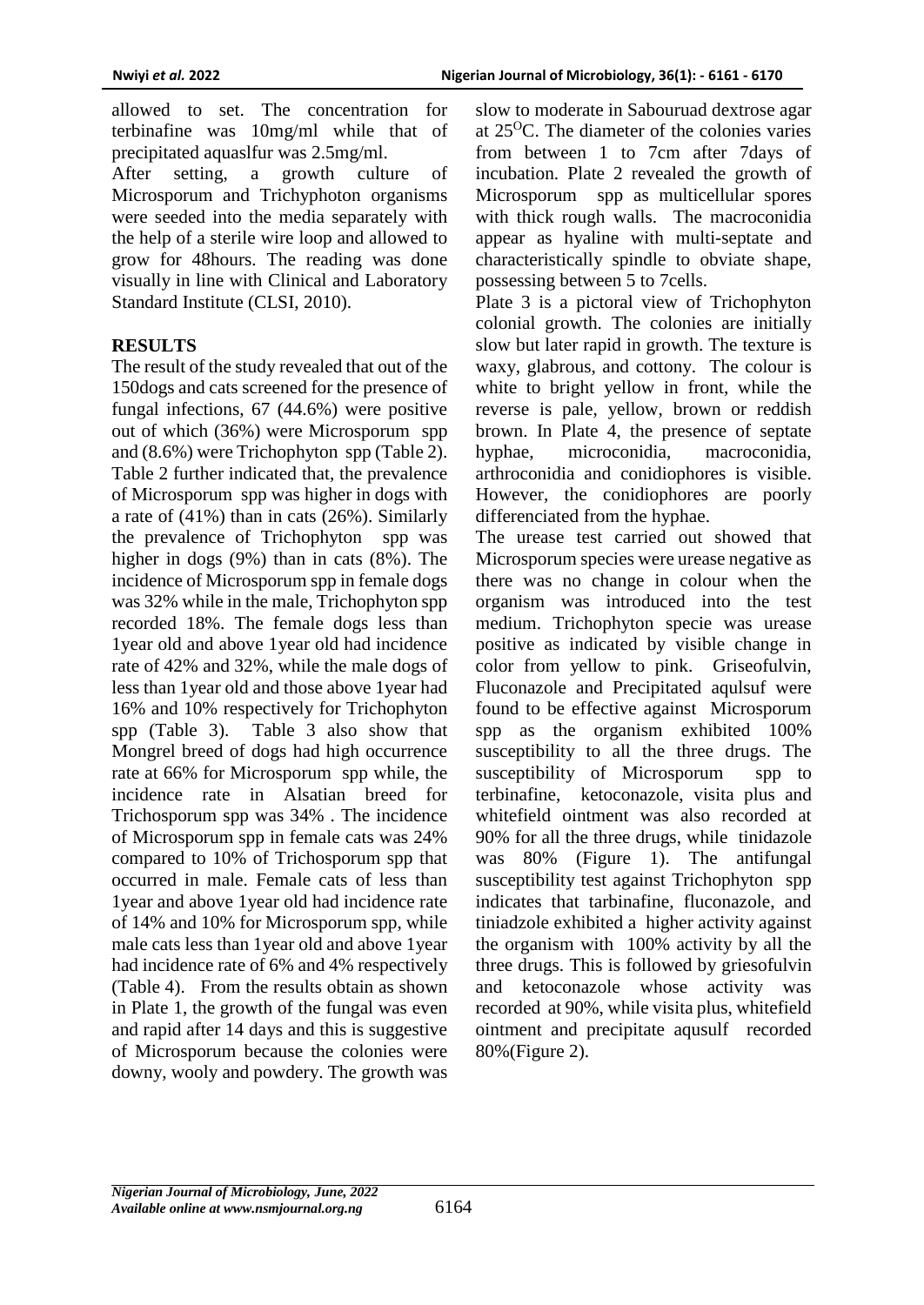allowed to set. The concentration for terbinafine was 10mg/ml while that of precipitated aquaslfur was 2.5mg/ml.

After setting, a growth culture of Microsporum and Trichyphoton organisms were seeded into the media separately with the help of a sterile wire loop and allowed to grow for 48hours. The reading was done visually in line with Clinical and Laboratory Standard Institute (CLSI, 2010).

## RESULTS

The result of the study revealed that out of the 150dogs and cats screened for the presence of fungal infections, 67 (44.6%) were positive out of which (36%) were Microsporum spp and (8.6%) were Trichophyton spp (Table 2). Table 2 further indicated that, the prevalence of Microsporum spp was higher in dogs with a rate of (41%) than in cats (26%). Similarly the prevalence of Trichophyton spp was higher in dogs (9%) than in cats (8%). The incidence of Microsporum spp in female dogs was 32% while in the male, Trichophyton spp recorded 18%. The female dogs less than 1year old and above 1year old had incidence rate of 42% and 32%, while the male dogs of less than 1year old and those above 1year had 16% and 10% respectively for Trichophyton spp (Table 3). Table 3 also show that Mongrel breed of dogs had high occurrence rate at 66% for Microsporum spp while, the incidence rate in Alsatian breed for Trichosporum spp was 34% . The incidence of Microsporum spp in female cats was 24% compared to 10% of Trichosporum spp that occurred in male. Female cats of less than 1year and above 1year old had incidence rate of 14% and 10% for Microsporum spp, while male cats less than 1year old and above 1year had incidence rate of 6% and 4% respectively (Table 4). From the results obtain as shown in Plate 1, the growth of the fungal was even and rapid after 14 days and this is suggestive of Microsporum because the colonies were downy, wooly and powdery. The growth was slow to moderate in Sabouruad dextrose agar at 25$^{O}$C. The diameter of the colonies varies from between 1 to 7cm after 7days of incubation. Plate 2 revealed the growth of Microsporum spp as multicellular spores with thick rough walls. The macroconidia appear as hyaline with multi-septate and characteristically spindle to obviate shape, possessing between 5 to 7cells.

Plate 3 is a pictoral view of Trichophyton colonial growth. The colonies are initially slow but later rapid in growth. The texture is waxy, glabrous, and cottony. The colour is white to bright yellow in front, while the reverse is pale, yellow, brown or reddish brown. In Plate 4, the presence of septate hyphae, microconidia, macroconidia, arthroconidia and conidiophores is visible. However, the conidiophores are poorly differenciated from the hyphae.

The urease test carried out showed that Microsporum species were urease negative as there was no change in colour when the organism was introduced into the test medium. Trichophyton specie was urease positive as indicated by visible change in color from yellow to pink. Griseofulvin, Fluconazole and Precipitated aqulsuf were found to be effective against Microsporum spp as the organism exhibited 100% susceptibility to all the three drugs. The susceptibility of Microsporum spp to terbinafine, ketoconazole, visita plus and whitefield ointment was also recorded at 90% for all the three drugs, while tinidazole was 80% (Figure 1). The antifungal susceptibility test against Trichophyton spp indicates that tarbinafine, fluconazole, and tiniadzole exhibited a higher activity against the organism with 100% activity by all the three drugs. This is followed by griesofulvin and ketoconazole whose activity was recorded at 90%, while visita plus, whitefield ointment and precipitate aqusulf recorded 80%(Figure 2).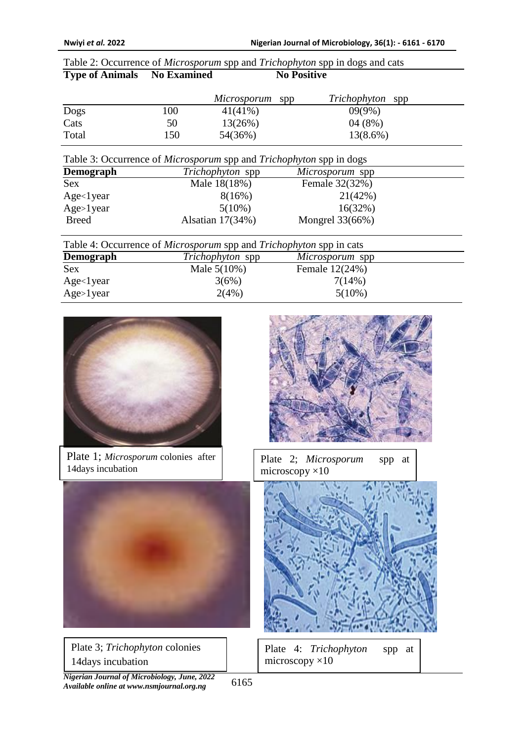Table 2: Occurrence of *Microsporum* spp and *Trichophyton* spp in dogs and cats

| Type of Animals | No Examined | No Positive | |
|---|---|---|---|
| | | *Microsporum* spp | *Trichophyton* spp |
| Dogs | 100 | 41(41%) | 09(9%) |
| Cats | 50 | 13(26%) | 04 (8%) |
| Total | 150 | 54(36%) | 13(8.6%) |

Table 3: Occurrence of *Microsporum* spp and *Trichophyton* spp in dogs

| Demograph | *Trichophyton* spp | *Microsporum* spp |
|---|---|---|
| Sex | Male 18(18%) | Female 32(32%) |
| Age<1year | 8(16%) | 21(42%) |
| Age>1year | 5(10%) | 16(32%) |
| Breed | Alsatian 17(34%) | Mongrel 33(66%) |

Table 4: Occurrence of *Microsporum* spp and *Trichophyton* spp in cats

| Demograph | *Trichophyton* spp | *Microsporum* spp |
|---|---|---|
| Sex | Male 5(10%) | Female 12(24%) |
| Age<1year | 3(6%) | 7(14%) |
| Age>1year | 2(4%) | 5(10%) |

Plate 1; *Microsporum* colonies after 14days incubation

Plate 2; *Microsporum* spp at microscopy ×10

Plate 3; *Trichophyton* colonies 14days incubation

Plate 4: *Trichophyton* spp at microscopy ×10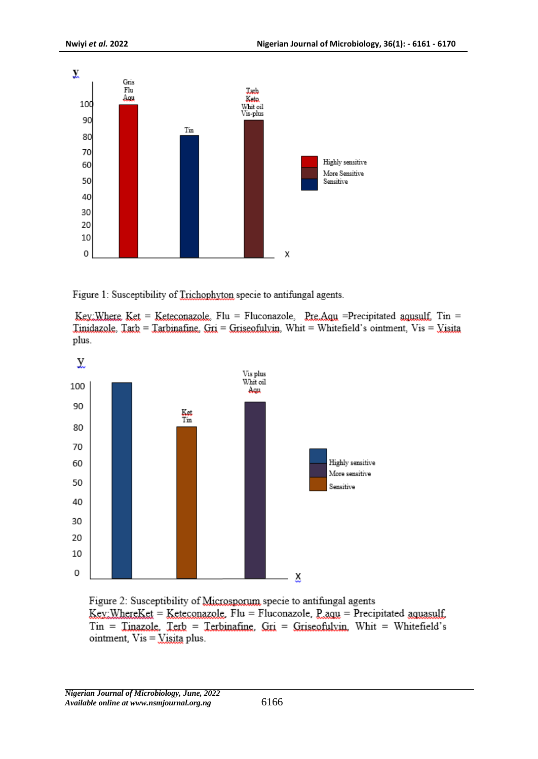y

100
90
80
70
60
50
40
30
20
10
0

Gris
Flu
Aqu

Tin

Tarb
Keto
Whit oil
Vis-plus

X

Highly sensitive
More Sensitive
Sensitive

Figure 1: Susceptibility of Trichophyton specie to antifungal agents.

Key:Where Ket = Keteconazole, Flu = Fluconazole, Pre.Aqu =Precipitated aqusulf, Tin = Tinidazole, Tarb = Tarbinafine, Gri = Griseofulvin, Whit = Whitefield's ointment, Vis = Visita plus.

y

100
90
80
70
60
50
40
30
20
10
0

Ket
Tin

Vis plus
Whit oil
Aqu

X

Highly sensitive
More sensitive
Sensitive

Figure 2: Susceptibility of Microsporum specie to antifungal agents

Key:WhereKet = Keteconazole, Flu = Fluconazole, P.aqu = Precipitated aquasulf, Tin = Tinazole, Terb = Terbinafine, Gri = Griseofulvin, Whit = Whitefield's ointment, Vis = Visita plus.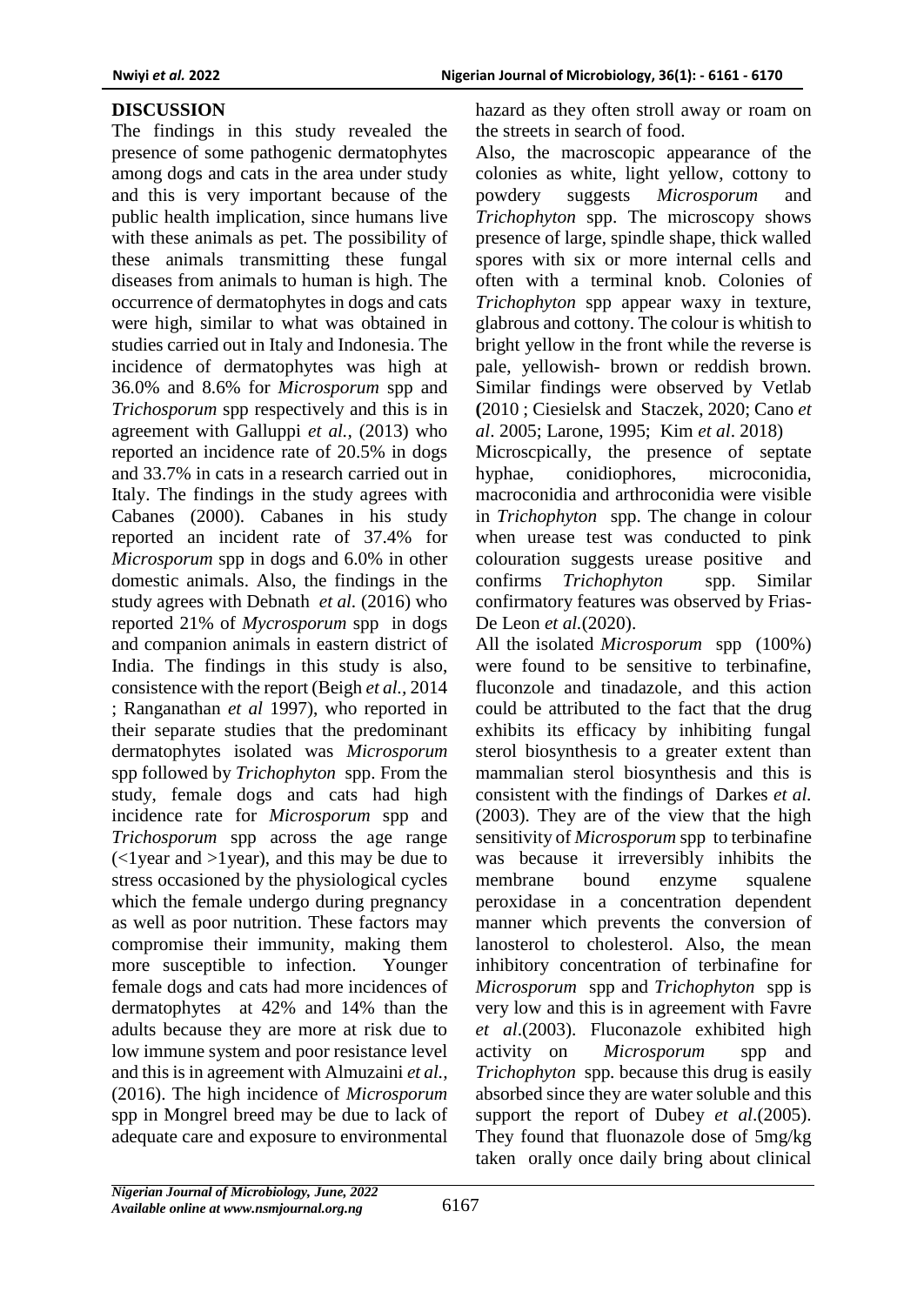## DISCUSSION

The findings in this study revealed the presence of some pathogenic dermatophytes among dogs and cats in the area under study and this is very important because of the public health implication, since humans live with these animals as pet. The possibility of these animals transmitting these fungal diseases from animals to human is high. The occurrence of dermatophytes in dogs and cats were high, similar to what was obtained in studies carried out in Italy and Indonesia. The incidence of dermatophytes was high at 36.0% and 8.6% for *Microsporum* spp and *Trichosporum* spp respectively and this is in agreement with Galluppi *et al.,* (2013) who reported an incidence rate of 20.5% in dogs and 33.7% in cats in a research carried out in Italy. The findings in the study agrees with Cabanes (2000). Cabanes in his study reported an incident rate of 37.4% for *Microsporum* spp in dogs and 6.0% in other domestic animals. Also, the findings in the study agrees with Debnath *et al.* (2016) who reported 21% of *Mycrosporum* spp in dogs and companion animals in eastern district of India. The findings in this study is also, consistence with the report (Beigh *et al.,* 2014 ; Ranganathan *et al* 1997), who reported in their separate studies that the predominant dermatophytes isolated was *Microsporum* spp followed by *Trichophyton* spp. From the study, female dogs and cats had high incidence rate for *Microsporum* spp and *Trichosporum* spp across the age range (<1year and >1year), and this may be due to stress occasioned by the physiological cycles which the female undergo during pregnancy as well as poor nutrition. These factors may compromise their immunity, making them more susceptible to infection. Younger female dogs and cats had more incidences of dermatophytes at 42% and 14% than the adults because they are more at risk due to low immune system and poor resistance level and this is in agreement with Almuzaini *et al.,* (2016). The high incidence of *Microsporum* spp in Mongrel breed may be due to lack of adequate care and exposure to environmental hazard as they often stroll away or roam on the streets in search of food.

Also, the macroscopic appearance of the colonies as white, light yellow, cottony to powdery suggests *Microsporum* and *Trichophyton* spp. The microscopy shows presence of large, spindle shape, thick walled spores with six or more internal cells and often with a terminal knob. Colonies of *Trichophyton* spp appear waxy in texture, glabrous and cottony. The colour is whitish to bright yellow in the front while the reverse is pale, yellowish- brown or reddish brown. Similar findings were observed by Vetlab **(**2010 ; Ciesielsk and Staczek, 2020; Cano *et al*. 2005; Larone, 1995; Kim *et al*. 2018)

Microscpically, the presence of septate hyphae, conidiophores, microconidia, macroconidia and arthroconidia were visible in *Trichophyton* spp. The change in colour when urease test was conducted to pink colouration suggests urease positive and confirms *Trichophyton* spp. Similar confirmatory features was observed by Frias-De Leon *et al.*(2020).

All the isolated *Microsporum* spp (100%) were found to be sensitive to terbinafine, fluconzole and tinadazole, and this action could be attributed to the fact that the drug exhibits its efficacy by inhibiting fungal sterol biosynthesis to a greater extent than mammalian sterol biosynthesis and this is consistent with the findings of Darkes *et al.* (2003). They are of the view that the high sensitivity of *Microsporum* spp to terbinafine was because it irreversibly inhibits the membrane bound enzyme squalene peroxidase in a concentration dependent manner which prevents the conversion of lanosterol to cholesterol. Also, the mean inhibitory concentration of terbinafine for *Microsporum* spp and *Trichophyton* spp is very low and this is in agreement with Favre *et al*.(2003). Fluconazole exhibited high activity on *Microsporum* spp and *Trichophyton* spp. because this drug is easily absorbed since they are water soluble and this support the report of Dubey *et al*.(2005). They found that fluonazole dose of 5mg/kg taken orally once daily bring about clinical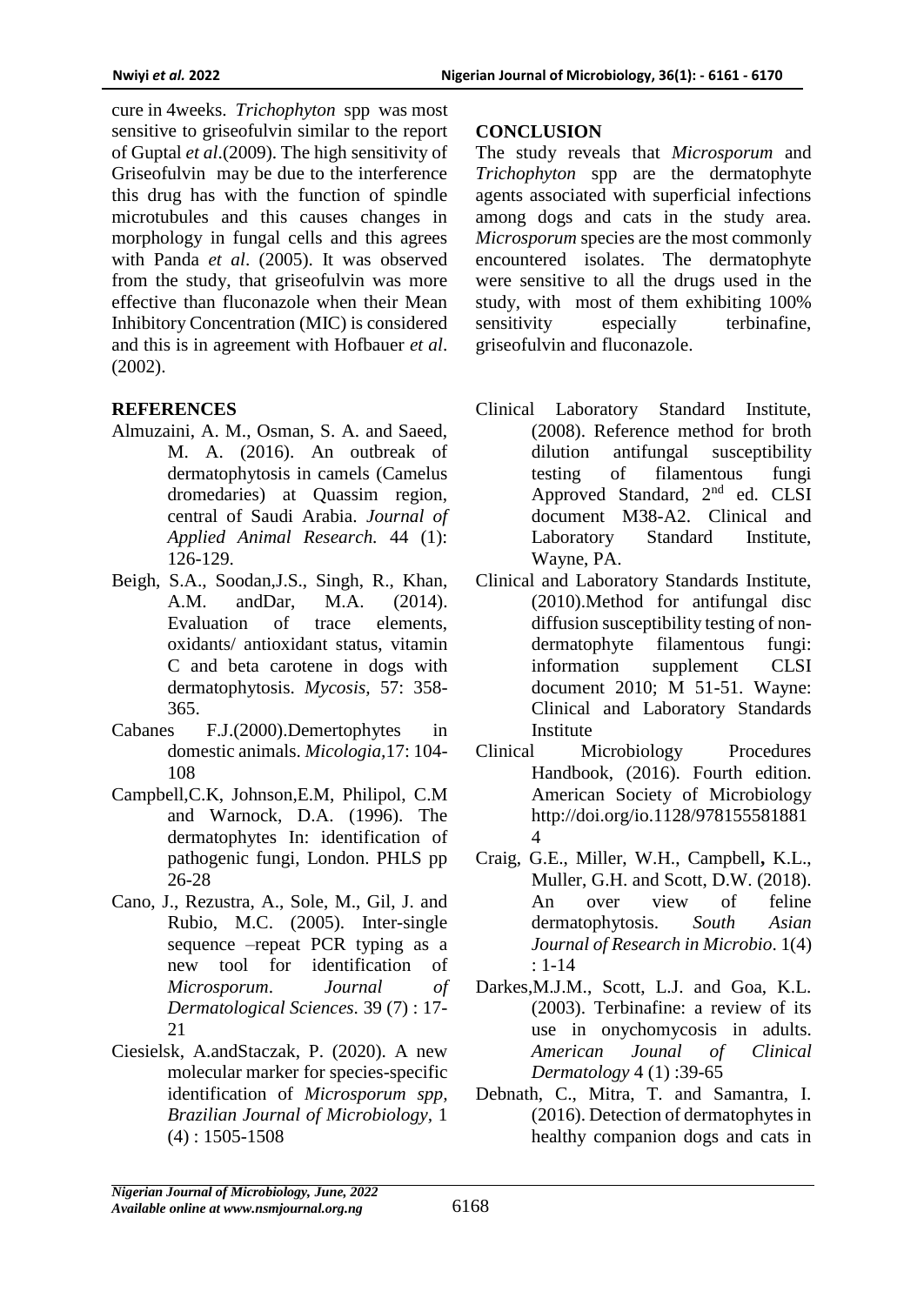cure in 4weeks. *Trichophyton* spp was most sensitive to griseofulvin similar to the report of Guptal *et al*.(2009). The high sensitivity of Griseofulvin may be due to the interference this drug has with the function of spindle microtubules and this causes changes in morphology in fungal cells and this agrees with Panda *et al*. (2005). It was observed from the study, that griseofulvin was more effective than fluconazole when their Mean Inhibitory Concentration (MIC) is considered and this is in agreement with Hofbauer *et al*. (2002).

## CONCLUSION

The study reveals that *Microsporum* and *Trichophyton* spp are the dermatophyte agents associated with superficial infections among dogs and cats in the study area. *Microsporum* species are the most commonly encountered isolates. The dermatophyte were sensitive to all the drugs used in the study, with most of them exhibiting 100% sensitivity especially terbinafine, griseofulvin and fluconazole.

## REFERENCES

Almuzaini, A. M., Osman, S. A. and Saeed, M. A. (2016). An outbreak of dermatophytosis in camels (Camelus dromedaries) at Quassim region, central of Saudi Arabia. *Journal of Applied Animal Research.* 44 (1): 126-129.

Beigh, S.A., Soodan,J.S., Singh, R., Khan, A.M. andDar, M.A. (2014). Evaluation of trace elements, oxidants/ antioxidant status, vitamin C and beta carotene in dogs with dermatophytosis. *Mycosis*, 57: 358-365.

Cabanes F.J.(2000).Demertophytes in domestic animals. *Micologia*,17: 104-108

Campbell,C.K, Johnson,E.M, Philipol, C.M and Warnock, D.A. (1996). The dermatophytes In: identification of pathogenic fungi, London. PHLS pp 26-28

Cano, J., Rezustra, A., Sole, M., Gil, J. and Rubio, M.C. (2005). Inter-single sequence –repeat PCR typing as a new tool for identification of *Microsporum*. *Journal of Dermatological Sciences*. 39 (7) : 17-21

Ciesielsk, A.andStaczak, P. (2020). A new molecular marker for species-specific identification of *Microsporum spp, Brazilian Journal of Microbiology*, 1 (4) : 1505-1508

Clinical Laboratory Standard Institute, (2008). Reference method for broth dilution antifungal susceptibility testing of filamentous fungi Approved Standard, 2nd ed. CLSI document M38-A2. Clinical and Laboratory Standard Institute, Wayne, PA.

Clinical and Laboratory Standards Institute, (2010).Method for antifungal disc diffusion susceptibility testing of non-dermatophyte filamentous fungi: information supplement CLSI document 2010; M 51-51. Wayne: Clinical and Laboratory Standards Institute

Clinical Microbiology Procedures Handbook, (2016). Fourth edition. American Society of Microbiology http://doi.org/io.1128/9781555818814

Craig, G.E., Miller, W.H., Campbell**,** K.L., Muller, G.H. and Scott, D.W. (2018). An over view of feline dermatophytosis. *South Asian Journal of Research in Microbio*. 1(4) : 1-14

Darkes,M.J.M., Scott, L.J. and Goa, K.L. (2003). Terbinafine: a review of its use in onychomycosis in adults. *American Jounal of Clinical Dermatology* 4 (1) :39-65

Debnath, C., Mitra, T. and Samantra, I. (2016). Detection of dermatophytes in healthy companion dogs and cats in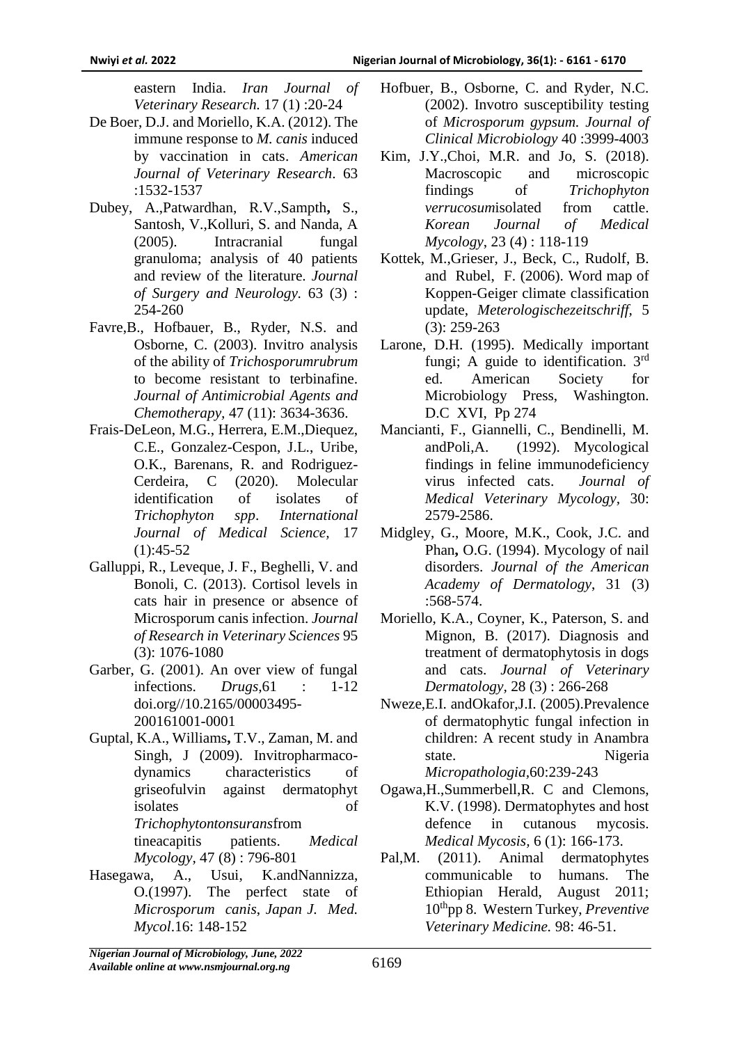eastern India. *Iran Journal of Veterinary Research.* 17 (1) :20-24

De Boer, D.J. and Moriello, K.A. (2012). The immune response to *M. canis* induced by vaccination in cats. *American Journal of Veterinary Research*. 63 :1532-1537

Dubey, A.,Patwardhan, R.V.,Sampth**,** S., Santosh, V.,Kolluri, S. and Nanda, A (2005). Intracranial fungal granuloma; analysis of 40 patients and review of the literature. *Journal of Surgery and Neurology.* 63 (3) : 254-260

Favre,B., Hofbauer, B., Ryder, N.S. and Osborne, C. (2003). Invitro analysis of the ability of *Trichosporumrubrum* to become resistant to terbinafine. *Journal of Antimicrobial Agents and Chemotherapy*, 47 (11): 3634-3636.

Frais-DeLeon, M.G., Herrera, E.M.,Diequez, C.E., Gonzalez-Cespon, J.L., Uribe, O.K., Barenans, R. and Rodriguez-Cerdeira, C (2020). Molecular identification of isolates of *Trichophyton spp*. *International Journal of Medical Science,* 17 (1):45-52

Galluppi, R., Leveque, J. F., Beghelli, V. and Bonoli, C. (2013). Cortisol levels in cats hair in presence or absence of Microsporum canis infection. *Journal of Research in Veterinary Sciences* 95 (3): 1076-1080

Garber, G. (2001). An over view of fungal infections. *Drugs*,61 : 1-12 doi.org//10.2165/00003495-200161001-0001

Guptal, K.A., Williams**,** T.V., Zaman, M. and Singh, J (2009). Invitropharmaco-dynamics characteristics of griseofulvin against dermatophyt isolates of *Trichophytontonsurans*from tineacapitis patients. *Medical Mycology*, 47 (8) : 796-801

Hasegawa, A., Usui, K.andNannizza, O.(1997). The perfect state of *Microsporum canis*, *Japan J. Med. Mycol*.16: 148-152

Hofbuer, B., Osborne, C. and Ryder, N.C. (2002). Invotro susceptibility testing of *Microsporum gypsum. Journal of Clinical Microbiology* 40 :3999-4003

Kim, J.Y.,Choi, M.R. and Jo, S. (2018). Macroscopic and microscopic findings of *Trichophyton verrucosum*isolated from cattle. *Korean Journal of Medical Mycology*, 23 (4) : 118-119

Kottek, M.,Grieser, J., Beck, C., Rudolf, B. and Rubel, F. (2006). Word map of Koppen-Geiger climate classification update, *Meterologischezeitschriff,* 5 (3): 259-263

Larone, D.H. (1995). Medically important fungi; A guide to identification. 3rd ed. American Society for Microbiology Press, Washington. D.C XVI, Pp 274

Mancianti, F., Giannelli, C., Bendinelli, M. andPoli,A. (1992). Mycological findings in feline immunodeficiency virus infected cats. *Journal of Medical Veterinary Mycology,* 30: 2579-2586.

Midgley, G., Moore, M.K., Cook, J.C. and Phan**,** O.G. (1994). Mycology of nail disorders. *Journal of the American Academy of Dermatology*, 31 (3) :568-574.

Moriello, K.A., Coyner, K., Paterson, S. and Mignon, B. (2017). Diagnosis and treatment of dermatophytosis in dogs and cats. *Journal of Veterinary Dermatology*, 28 (3) : 266-268

Nweze,E.I. andOkafor,J.I. (2005).Prevalence of dermatophytic fungal infection in children: A recent study in Anambra state. Nigeria *Micropathologia,*60:239-243

Ogawa,H.,Summerbell,R. C and Clemons, K.V. (1998). Dermatophytes and host defence in cutanous mycosis. *Medical Mycosis*, 6 (1): 166-173.

Pal,M. (2011). Animal dermatophytes communicable to humans. The Ethiopian Herald, August 2011; 10thpp 8. Western Turkey, *Preventive Veterinary Medicine.* 98: 46-51.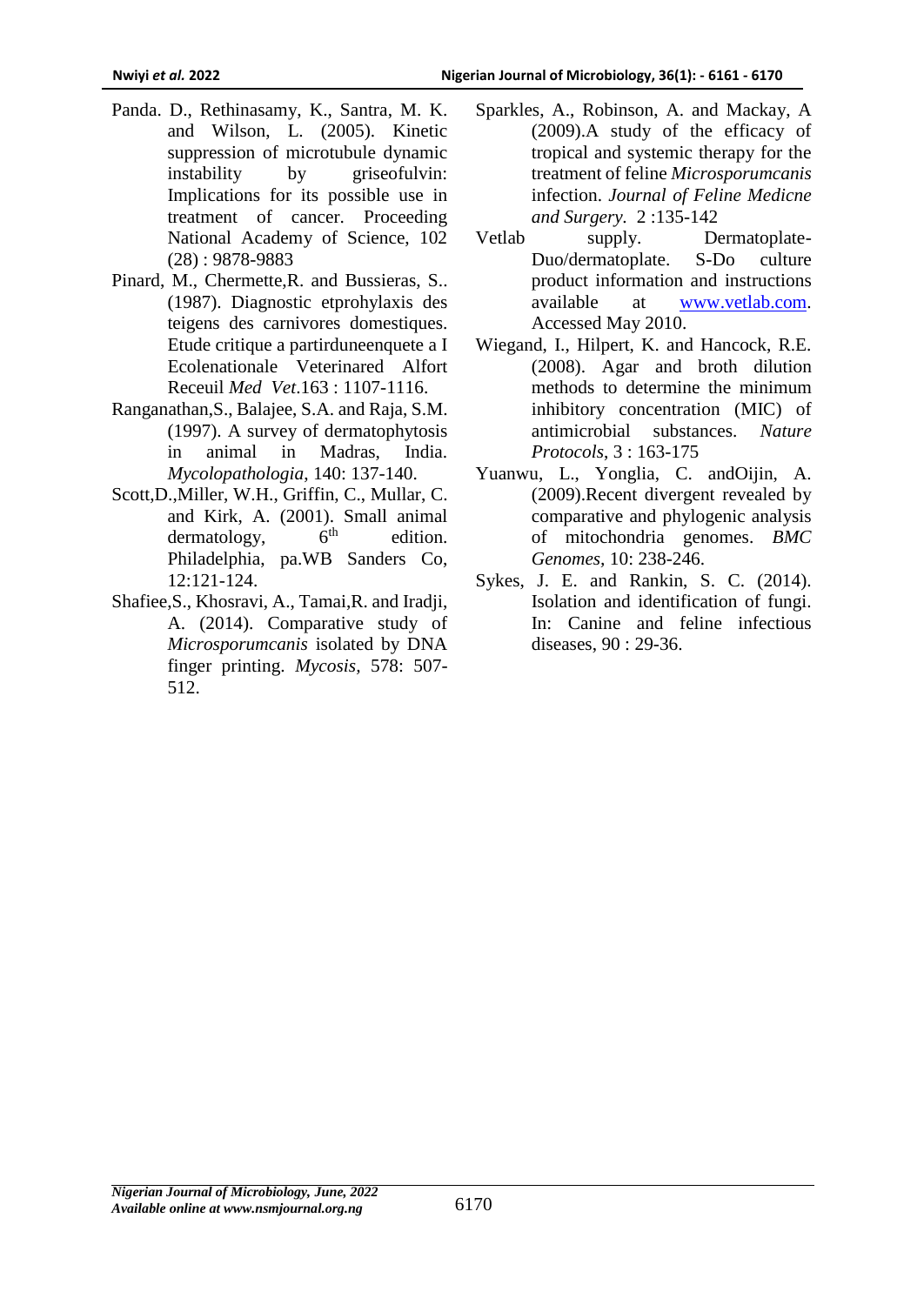Panda. D., Rethinasamy, K., Santra, M. K. and Wilson, L. (2005). Kinetic suppression of microtubule dynamic instability by griseofulvin: Implications for its possible use in treatment of cancer. Proceeding National Academy of Science, 102 (28) : 9878-9883

Pinard, M., Chermette,R. and Bussieras, S.. (1987). Diagnostic etprohylaxis des teigens des carnivores domestiques. Etude critique a partirduneenquete a I Ecolenationale Veterinared Alfort Receuil *Med Vet*.163 : 1107-1116.

Ranganathan,S., Balajee, S.A. and Raja, S.M. (1997). A survey of dermatophytosis in animal in Madras, India. *Mycolopathologia*, 140: 137-140.

Scott,D.,Miller, W.H., Griffin, C., Mullar, C. and Kirk, A. (2001). Small animal dermatology, 6th edition. Philadelphia, pa.WB Sanders Co, 12:121-124.

Shafiee,S., Khosravi, A., Tamai,R. and Iradji, A. (2014). Comparative study of *Microsporumcanis* isolated by DNA finger printing. *Mycosis*, 578: 507-512.

Sparkles, A., Robinson, A. and Mackay, A (2009).A study of the efficacy of tropical and systemic therapy for the treatment of feline *Microsporumcanis* infection. *Journal of Feline Medicne and Surgery.* 2 :135-142

Vetlab supply. Dermatoplate-Duo/dermatoplate. S-Do culture product information and instructions available at www.vetlab.com. Accessed May 2010.

Wiegand, I., Hilpert, K. and Hancock, R.E. (2008). Agar and broth dilution methods to determine the minimum inhibitory concentration (MIC) of antimicrobial substances. *Nature Protocols*, 3 : 163-175

Yuanwu, L., Yonglia, C. andOijin, A. (2009).Recent divergent revealed by comparative and phylogenic analysis of mitochondria genomes. *BMC Genomes*, 10: 238-246.

Sykes, J. E. and Rankin, S. C. (2014). Isolation and identification of fungi. In: Canine and feline infectious diseases, 90 : 29-36.